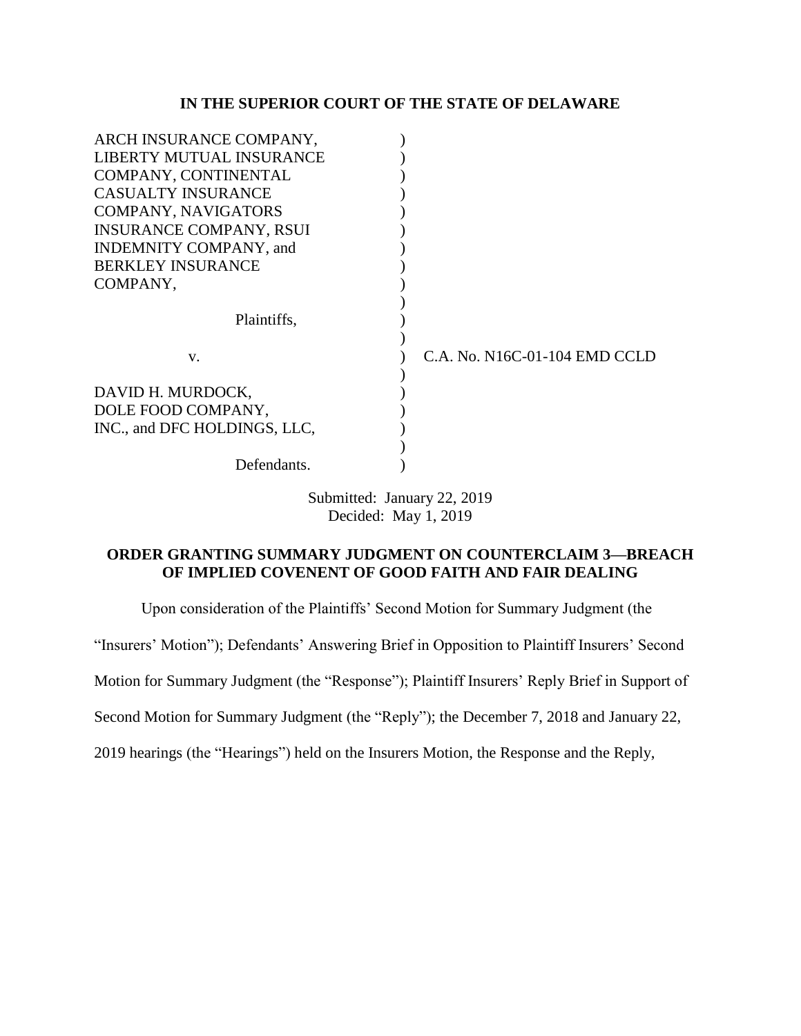**IN THE SUPERIOR COURT OF THE STATE OF DELAWARE**

| | | |
|---|---|---|
| ARCH INSURANCE COMPANY, LIBERTY MUTUAL INSURANCE COMPANY, CONTINENTAL CASUALTY INSURANCE COMPANY, NAVIGATORS INSURANCE COMPANY, RSUI INDEMNITY COMPANY, and BERKLEY INSURANCE COMPANY, | ) | |
| Plaintiffs, | ) | |
| v. | ) | C.A. No. N16C-01-104 EMD CCLD |
| DAVID H. MURDOCK, DOLE FOOD COMPANY, INC., and DFC HOLDINGS, LLC, | ) | |
| Defendants. | ) | |

Submitted: January 22, 2019
Decided: May 1, 2019

**ORDER GRANTING SUMMARY JUDGMENT ON COUNTERCLAIM 3—BREACH OF IMPLIED COVENENT OF GOOD FAITH AND FAIR DEALING**

Upon consideration of the Plaintiffs' Second Motion for Summary Judgment (the "Insurers' Motion"); Defendants' Answering Brief in Opposition to Plaintiff Insurers' Second Motion for Summary Judgment (the "Response"); Plaintiff Insurers' Reply Brief in Support of Second Motion for Summary Judgment (the "Reply"); the December 7, 2018 and January 22, 2019 hearings (the "Hearings") held on the Insurers Motion, the Response and the Reply,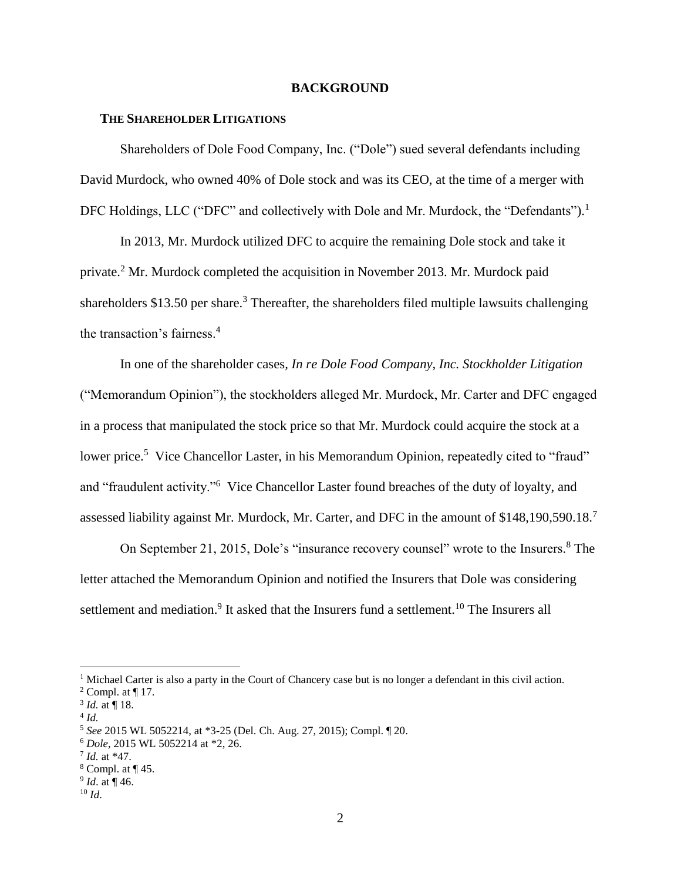## BACKGROUND

### THE SHAREHOLDER LITIGATIONS

Shareholders of Dole Food Company, Inc. ("Dole") sued several defendants including David Murdock, who owned 40% of Dole stock and was its CEO, at the time of a merger with DFC Holdings, LLC ("DFC" and collectively with Dole and Mr. Murdock, the "Defendants").[1]

In 2013, Mr. Murdock utilized DFC to acquire the remaining Dole stock and take it private.[2] Mr. Murdock completed the acquisition in November 2013. Mr. Murdock paid shareholders $13.50 per share.[3] Thereafter, the shareholders filed multiple lawsuits challenging the transaction's fairness.[4]

In one of the shareholder cases, *In re Dole Food Company, Inc. Stockholder Litigation* ("Memorandum Opinion"), the stockholders alleged Mr. Murdock, Mr. Carter and DFC engaged in a process that manipulated the stock price so that Mr. Murdock could acquire the stock at a lower price.[5] Vice Chancellor Laster, in his Memorandum Opinion, repeatedly cited to "fraud" and "fraudulent activity."[6] Vice Chancellor Laster found breaches of the duty of loyalty, and assessed liability against Mr. Murdock, Mr. Carter, and DFC in the amount of $148,190,590.18.[7]

On September 21, 2015, Dole's "insurance recovery counsel" wrote to the Insurers.[8] The letter attached the Memorandum Opinion and notified the Insurers that Dole was considering settlement and mediation.[9] It asked that the Insurers fund a settlement.[10] The Insurers all

---

[1] Michael Carter is also a party in the Court of Chancery case but is no longer a defendant in this civil action.

[2] Compl. at ¶ 17.

[3] *Id.* at ¶ 18.

[4] *Id.*

[5] *See* 2015 WL 5052214, at *3-25 (Del. Ch. Aug. 27, 2015); Compl. ¶ 20.

[6] *Dole*, 2015 WL 5052214 at *2, 26.

[7] *Id.* at *47.

[8] Compl. at ¶ 45.

[9] *Id*. at ¶ 46.

[10] *Id*.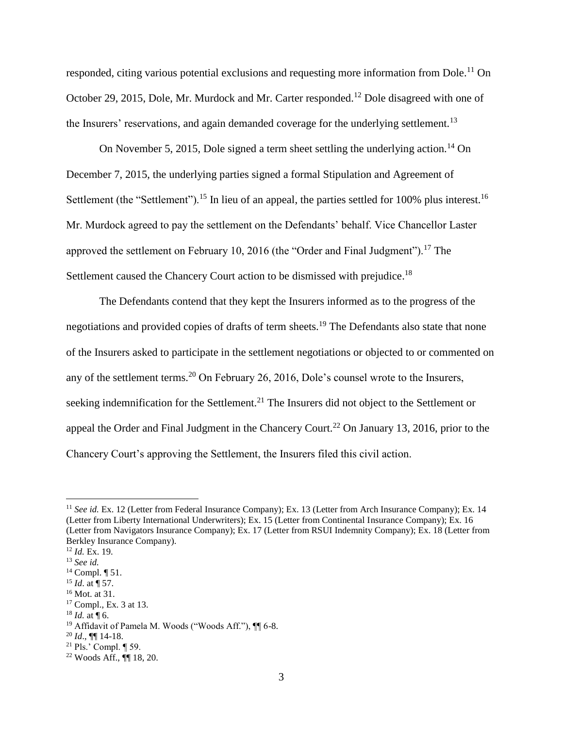responded, citing various potential exclusions and requesting more information from Dole.[11] On October 29, 2015, Dole, Mr. Murdock and Mr. Carter responded.[12] Dole disagreed with one of the Insurers' reservations, and again demanded coverage for the underlying settlement.[13]

On November 5, 2015, Dole signed a term sheet settling the underlying action.[14] On December 7, 2015, the underlying parties signed a formal Stipulation and Agreement of Settlement (the "Settlement").[15] In lieu of an appeal, the parties settled for 100% plus interest.[16] Mr. Murdock agreed to pay the settlement on the Defendants' behalf. Vice Chancellor Laster approved the settlement on February 10, 2016 (the "Order and Final Judgment").[17] The Settlement caused the Chancery Court action to be dismissed with prejudice.[18]

The Defendants contend that they kept the Insurers informed as to the progress of the negotiations and provided copies of drafts of term sheets.[19] The Defendants also state that none of the Insurers asked to participate in the settlement negotiations or objected to or commented on any of the settlement terms.[20] On February 26, 2016, Dole's counsel wrote to the Insurers, seeking indemnification for the Settlement.[21] The Insurers did not object to the Settlement or appeal the Order and Final Judgment in the Chancery Court.[22] On January 13, 2016, prior to the Chancery Court's approving the Settlement, the Insurers filed this civil action.

---

[11] *See id.* Ex. 12 (Letter from Federal Insurance Company); Ex. 13 (Letter from Arch Insurance Company); Ex. 14 (Letter from Liberty International Underwriters); Ex. 15 (Letter from Continental Insurance Company); Ex. 16 (Letter from Navigators Insurance Company); Ex. 17 (Letter from RSUI Indemnity Company); Ex. 18 (Letter from Berkley Insurance Company).

[12] *Id.* Ex. 19.

[13] *See id.*

[14] Compl. ¶ 51.

[15] *Id*. at ¶ 57.

[16] Mot. at 31.

[17] Compl., Ex. 3 at 13.

[18] *Id.* at ¶ 6.

[19] Affidavit of Pamela M. Woods ("Woods Aff."), ¶¶ 6-8.

[20] *Id*., ¶¶ 14-18.

[21] Pls.' Compl. ¶ 59.

[22] Woods Aff., ¶¶ 18, 20.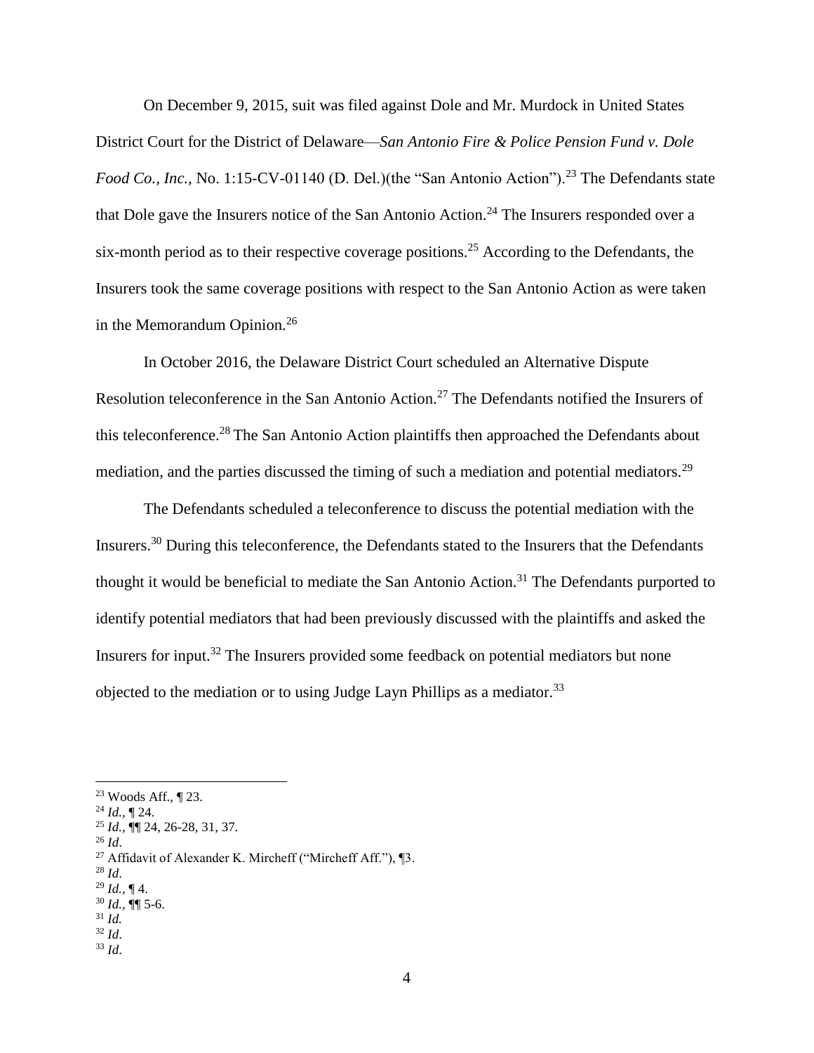On December 9, 2015, suit was filed against Dole and Mr. Murdock in United States District Court for the District of Delaware—*San Antonio Fire & Police Pension Fund v. Dole Food Co., Inc.*, No. 1:15-CV-01140 (D. Del.)(the "San Antonio Action").[23] The Defendants state that Dole gave the Insurers notice of the San Antonio Action.[24] The Insurers responded over a six-month period as to their respective coverage positions.[25] According to the Defendants, the Insurers took the same coverage positions with respect to the San Antonio Action as were taken in the Memorandum Opinion.[26]

In October 2016, the Delaware District Court scheduled an Alternative Dispute Resolution teleconference in the San Antonio Action.[27] The Defendants notified the Insurers of this teleconference.[28] The San Antonio Action plaintiffs then approached the Defendants about mediation, and the parties discussed the timing of such a mediation and potential mediators.[29]

The Defendants scheduled a teleconference to discuss the potential mediation with the Insurers.[30] During this teleconference, the Defendants stated to the Insurers that the Defendants thought it would be beneficial to mediate the San Antonio Action.[31] The Defendants purported to identify potential mediators that had been previously discussed with the plaintiffs and asked the Insurers for input.[32] The Insurers provided some feedback on potential mediators but none objected to the mediation or to using Judge Layn Phillips as a mediator.[33]

---

[23] Woods Aff., ¶ 23.
[24] *Id.*, ¶ 24.
[25] *Id.*, ¶¶ 24, 26-28, 31, 37.
[26] *Id*.
[27] Affidavit of Alexander K. Mircheff ("Mircheff Aff."), ¶3.
[28] *Id*.
[29] *Id.*, ¶ 4.
[30] *Id.*, ¶¶ 5-6.
[31] *Id.*
[32] *Id*.
[33] *Id*.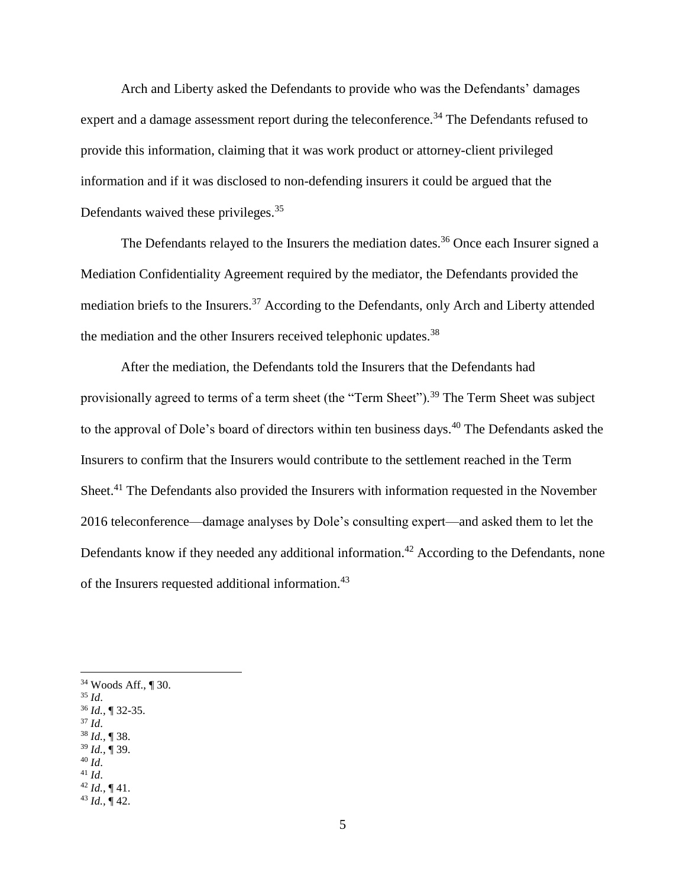Arch and Liberty asked the Defendants to provide who was the Defendants' damages expert and a damage assessment report during the teleconference.[34] The Defendants refused to provide this information, claiming that it was work product or attorney-client privileged information and if it was disclosed to non-defending insurers it could be argued that the Defendants waived these privileges.[35]

The Defendants relayed to the Insurers the mediation dates.[36] Once each Insurer signed a Mediation Confidentiality Agreement required by the mediator, the Defendants provided the mediation briefs to the Insurers.[37] According to the Defendants, only Arch and Liberty attended the mediation and the other Insurers received telephonic updates.[38]

After the mediation, the Defendants told the Insurers that the Defendants had provisionally agreed to terms of a term sheet (the "Term Sheet").[39] The Term Sheet was subject to the approval of Dole's board of directors within ten business days.[40] The Defendants asked the Insurers to confirm that the Insurers would contribute to the settlement reached in the Term Sheet.[41] The Defendants also provided the Insurers with information requested in the November 2016 teleconference—damage analyses by Dole's consulting expert—and asked them to let the Defendants know if they needed any additional information.[42] According to the Defendants, none of the Insurers requested additional information.[43]

---

[34] Woods Aff., ¶ 30.
[35] *Id*.
[36] *Id.*, ¶ 32-35.
[37] *Id*.
[38] *Id.*, ¶ 38.
[39] *Id.*, ¶ 39.
[40] *Id*.
[41] *Id*.
[42] *Id.*, ¶ 41.
[43] *Id.*, ¶ 42.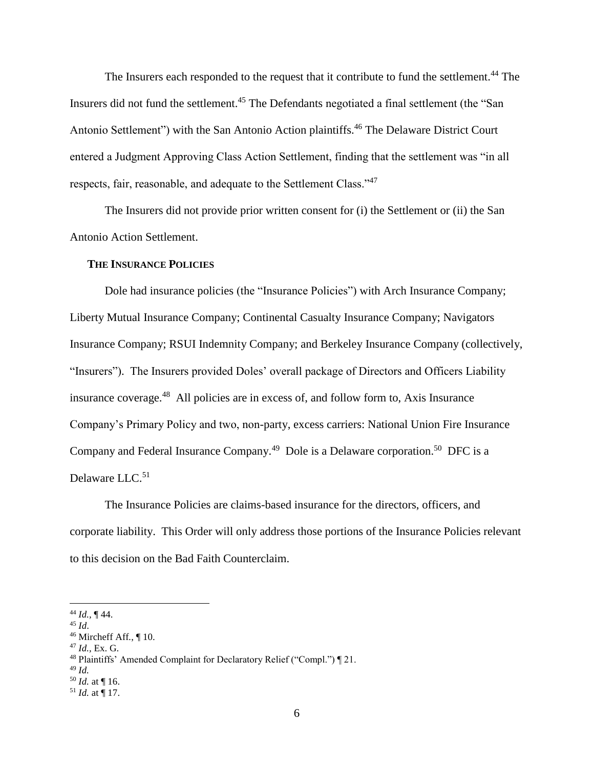The Insurers each responded to the request that it contribute to fund the settlement.[44] The Insurers did not fund the settlement.[45] The Defendants negotiated a final settlement (the "San Antonio Settlement") with the San Antonio Action plaintiffs.[46] The Delaware District Court entered a Judgment Approving Class Action Settlement, finding that the settlement was "in all respects, fair, reasonable, and adequate to the Settlement Class."[47]

The Insurers did not provide prior written consent for (i) the Settlement or (ii) the San Antonio Action Settlement.

**THE INSURANCE POLICIES**

Dole had insurance policies (the "Insurance Policies") with Arch Insurance Company; Liberty Mutual Insurance Company; Continental Casualty Insurance Company; Navigators Insurance Company; RSUI Indemnity Company; and Berkeley Insurance Company (collectively, "Insurers"). The Insurers provided Doles' overall package of Directors and Officers Liability insurance coverage.[48] All policies are in excess of, and follow form to, Axis Insurance Company's Primary Policy and two, non-party, excess carriers: National Union Fire Insurance Company and Federal Insurance Company.[49] Dole is a Delaware corporation.[50] DFC is a Delaware LLC.[51]

The Insurance Policies are claims-based insurance for the directors, officers, and corporate liability. This Order will only address those portions of the Insurance Policies relevant to this decision on the Bad Faith Counterclaim.

---

[44] *Id.*, ¶ 44.

[45] *Id*.

[46] Mircheff Aff., ¶ 10.

[47] *Id.*, Ex. G.

[48] Plaintiffs' Amended Complaint for Declaratory Relief ("Compl.") ¶ 21.

[49] *Id.*

[50] *Id.* at ¶ 16.

[51] *Id.* at ¶ 17.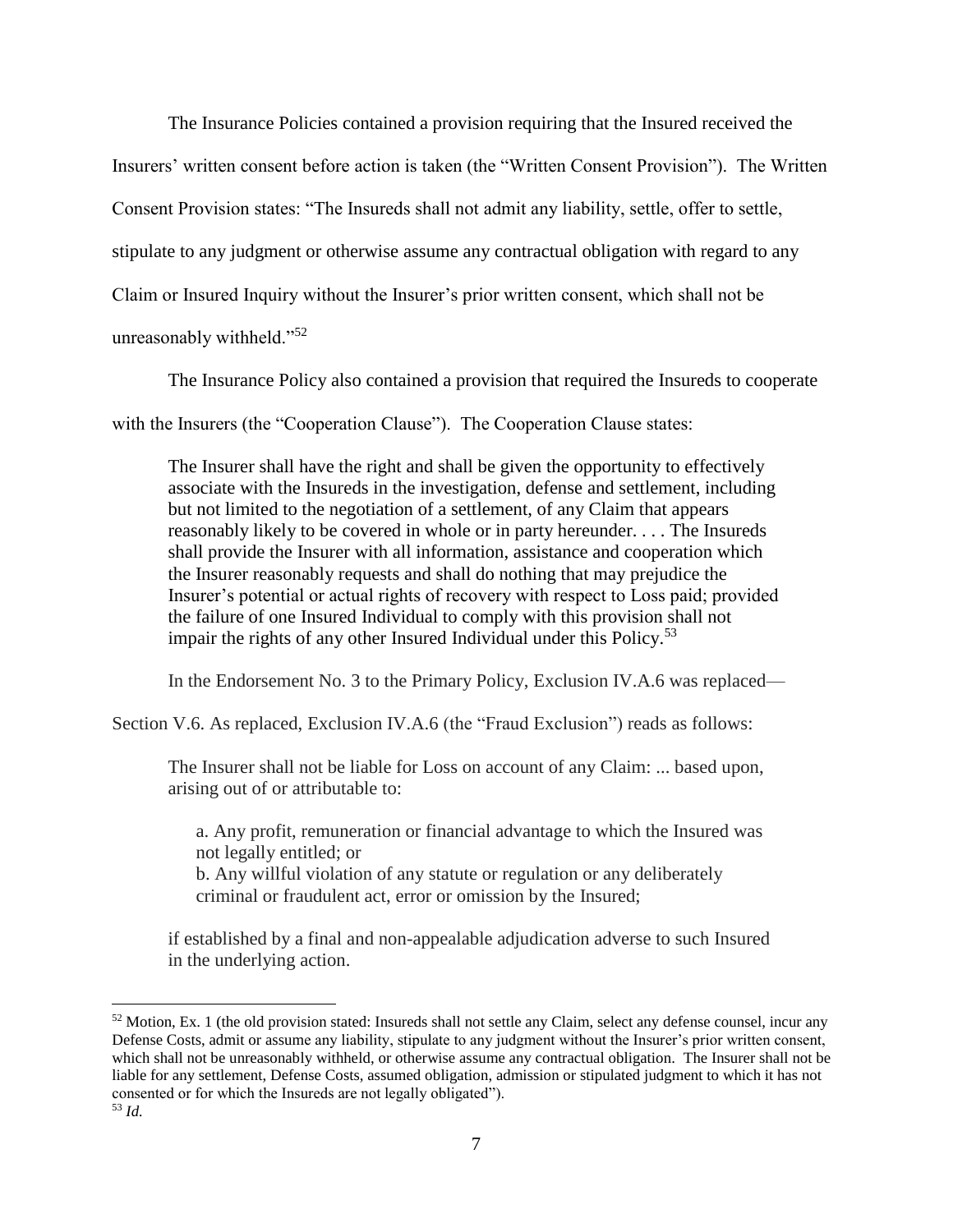The Insurance Policies contained a provision requiring that the Insured received the Insurers' written consent before action is taken (the "Written Consent Provision"). The Written Consent Provision states: "The Insureds shall not admit any liability, settle, offer to settle, stipulate to any judgment or otherwise assume any contractual obligation with regard to any Claim or Insured Inquiry without the Insurer's prior written consent, which shall not be unreasonably withheld."[52]

The Insurance Policy also contained a provision that required the Insureds to cooperate with the Insurers (the "Cooperation Clause"). The Cooperation Clause states:

> The Insurer shall have the right and shall be given the opportunity to effectively associate with the Insureds in the investigation, defense and settlement, including but not limited to the negotiation of a settlement, of any Claim that appears reasonably likely to be covered in whole or in party hereunder. . . . The Insureds shall provide the Insurer with all information, assistance and cooperation which the Insurer reasonably requests and shall do nothing that may prejudice the Insurer's potential or actual rights of recovery with respect to Loss paid; provided the failure of one Insured Individual to comply with this provision shall not impair the rights of any other Insured Individual under this Policy.[53]

In the Endorsement No. 3 to the Primary Policy, Exclusion IV.A.6 was replaced—Section V.6. As replaced, Exclusion IV.A.6 (the "Fraud Exclusion") reads as follows:

> The Insurer shall not be liable for Loss on account of any Claim: ... based upon, arising out of or attributable to:
>
> > a. Any profit, remuneration or financial advantage to which the Insured was not legally entitled; or
> >
> > b. Any willful violation of any statute or regulation or any deliberately criminal or fraudulent act, error or omission by the Insured;
>
> if established by a final and non-appealable adjudication adverse to such Insured in the underlying action.

---

[52] Motion, Ex. 1 (the old provision stated: Insureds shall not settle any Claim, select any defense counsel, incur any Defense Costs, admit or assume any liability, stipulate to any judgment without the Insurer's prior written consent, which shall not be unreasonably withheld, or otherwise assume any contractual obligation. The Insurer shall not be liable for any settlement, Defense Costs, assumed obligation, admission or stipulated judgment to which it has not consented or for which the Insureds are not legally obligated").

[53] *Id.*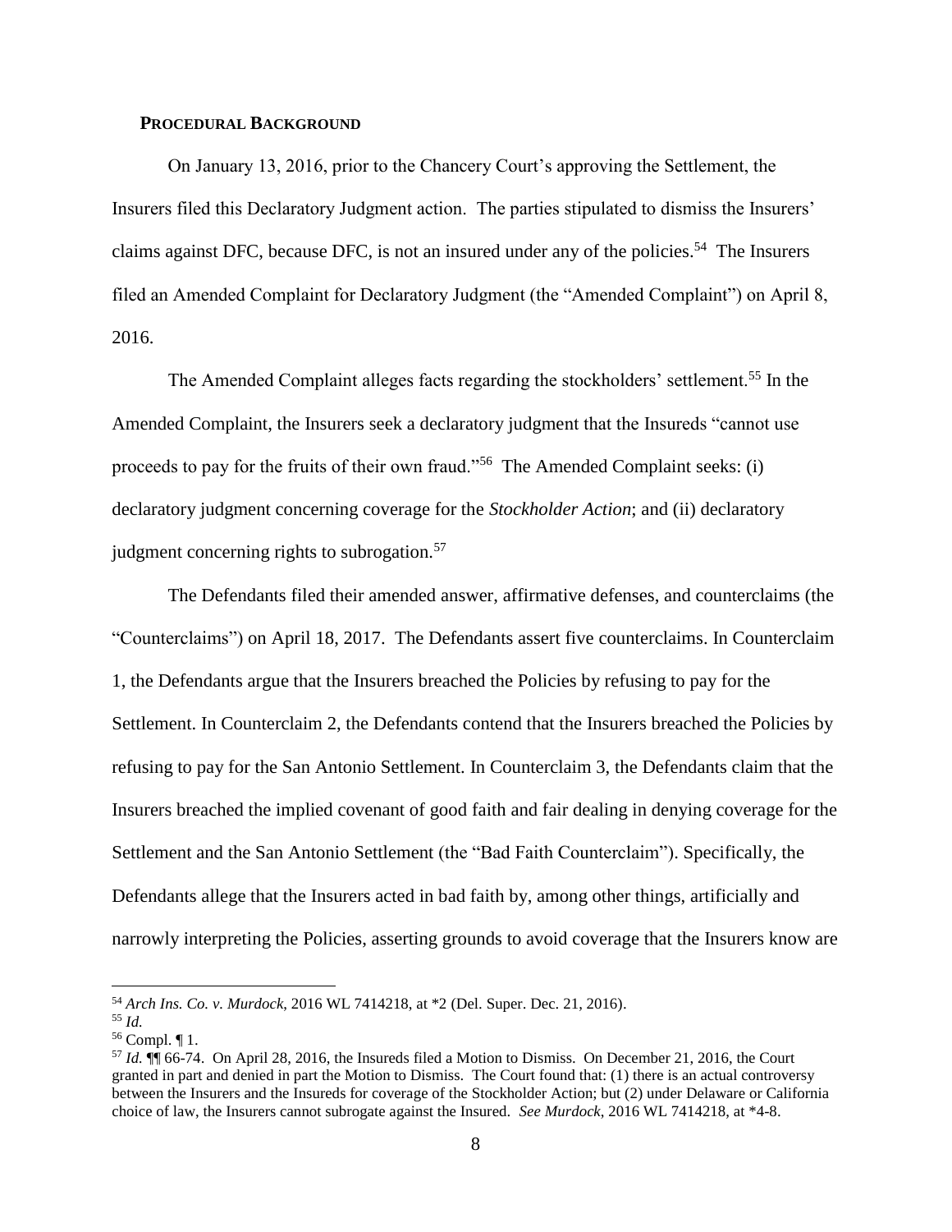## PROCEDURAL BACKGROUND

On January 13, 2016, prior to the Chancery Court's approving the Settlement, the Insurers filed this Declaratory Judgment action. The parties stipulated to dismiss the Insurers' claims against DFC, because DFC, is not an insured under any of the policies.[54] The Insurers filed an Amended Complaint for Declaratory Judgment (the "Amended Complaint") on April 8, 2016.

The Amended Complaint alleges facts regarding the stockholders' settlement.[55] In the Amended Complaint, the Insurers seek a declaratory judgment that the Insureds "cannot use proceeds to pay for the fruits of their own fraud."[56] The Amended Complaint seeks: (i) declaratory judgment concerning coverage for the *Stockholder Action*; and (ii) declaratory judgment concerning rights to subrogation.[57]

The Defendants filed their amended answer, affirmative defenses, and counterclaims (the "Counterclaims") on April 18, 2017. The Defendants assert five counterclaims. In Counterclaim 1, the Defendants argue that the Insurers breached the Policies by refusing to pay for the Settlement. In Counterclaim 2, the Defendants contend that the Insurers breached the Policies by refusing to pay for the San Antonio Settlement. In Counterclaim 3, the Defendants claim that the Insurers breached the implied covenant of good faith and fair dealing in denying coverage for the Settlement and the San Antonio Settlement (the "Bad Faith Counterclaim"). Specifically, the Defendants allege that the Insurers acted in bad faith by, among other things, artificially and narrowly interpreting the Policies, asserting grounds to avoid coverage that the Insurers know are

---

[54] *Arch Ins. Co. v. Murdock*, 2016 WL 7414218, at *2 (Del. Super. Dec. 21, 2016).

[55] *Id.*

[56] Compl. ¶ 1.

[57] *Id.* ¶¶ 66-74. On April 28, 2016, the Insureds filed a Motion to Dismiss. On December 21, 2016, the Court granted in part and denied in part the Motion to Dismiss. The Court found that: (1) there is an actual controversy between the Insurers and the Insureds for coverage of the Stockholder Action; but (2) under Delaware or California choice of law, the Insurers cannot subrogate against the Insured. *See Murdock*, 2016 WL 7414218, at *4-8.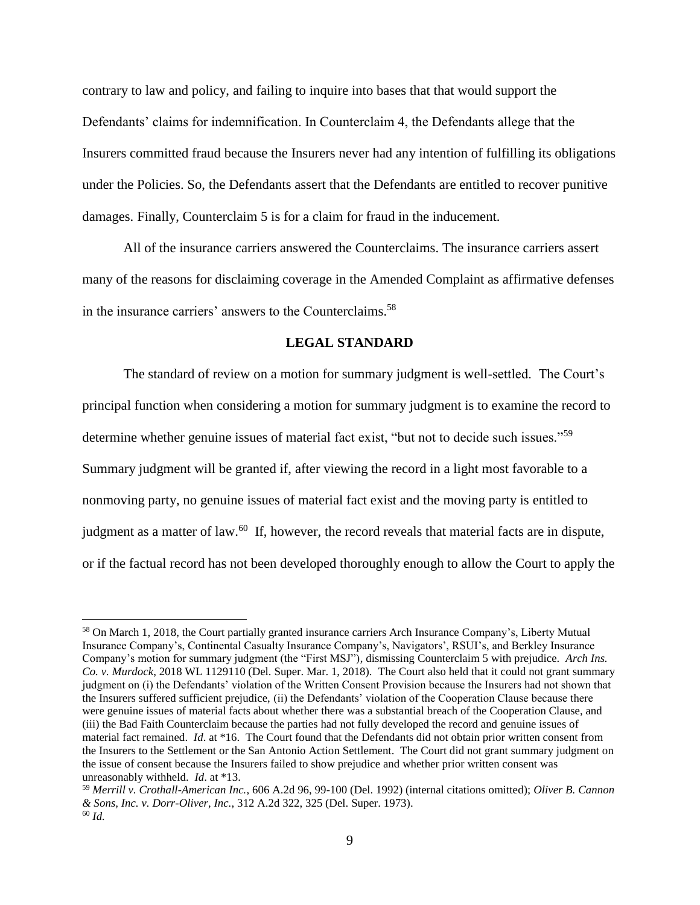contrary to law and policy, and failing to inquire into bases that that would support the Defendants' claims for indemnification. In Counterclaim 4, the Defendants allege that the Insurers committed fraud because the Insurers never had any intention of fulfilling its obligations under the Policies. So, the Defendants assert that the Defendants are entitled to recover punitive damages. Finally, Counterclaim 5 is for a claim for fraud in the inducement.

All of the insurance carriers answered the Counterclaims. The insurance carriers assert many of the reasons for disclaiming coverage in the Amended Complaint as affirmative defenses in the insurance carriers' answers to the Counterclaims.[58]

## LEGAL STANDARD

The standard of review on a motion for summary judgment is well-settled. The Court's principal function when considering a motion for summary judgment is to examine the record to determine whether genuine issues of material fact exist, "but not to decide such issues."[59] Summary judgment will be granted if, after viewing the record in a light most favorable to a nonmoving party, no genuine issues of material fact exist and the moving party is entitled to judgment as a matter of law.[60] If, however, the record reveals that material facts are in dispute, or if the factual record has not been developed thoroughly enough to allow the Court to apply the

---

[58] On March 1, 2018, the Court partially granted insurance carriers Arch Insurance Company's, Liberty Mutual Insurance Company's, Continental Casualty Insurance Company's, Navigators', RSUI's, and Berkley Insurance Company's motion for summary judgment (the "First MSJ"), dismissing Counterclaim 5 with prejudice. *Arch Ins. Co. v. Murdock*, 2018 WL 1129110 (Del. Super. Mar. 1, 2018). The Court also held that it could not grant summary judgment on (i) the Defendants' violation of the Written Consent Provision because the Insurers had not shown that the Insurers suffered sufficient prejudice, (ii) the Defendants' violation of the Cooperation Clause because there were genuine issues of material facts about whether there was a substantial breach of the Cooperation Clause, and (iii) the Bad Faith Counterclaim because the parties had not fully developed the record and genuine issues of material fact remained. *Id*. at *16. The Court found that the Defendants did not obtain prior written consent from the Insurers to the Settlement or the San Antonio Action Settlement. The Court did not grant summary judgment on the issue of consent because the Insurers failed to show prejudice and whether prior written consent was unreasonably withheld. *Id*. at *13.

[59] *Merrill v. Crothall-American Inc.*, 606 A.2d 96, 99-100 (Del. 1992) (internal citations omitted); *Oliver B. Cannon & Sons, Inc. v. Dorr-Oliver, Inc.*, 312 A.2d 322, 325 (Del. Super. 1973).

[60] *Id.*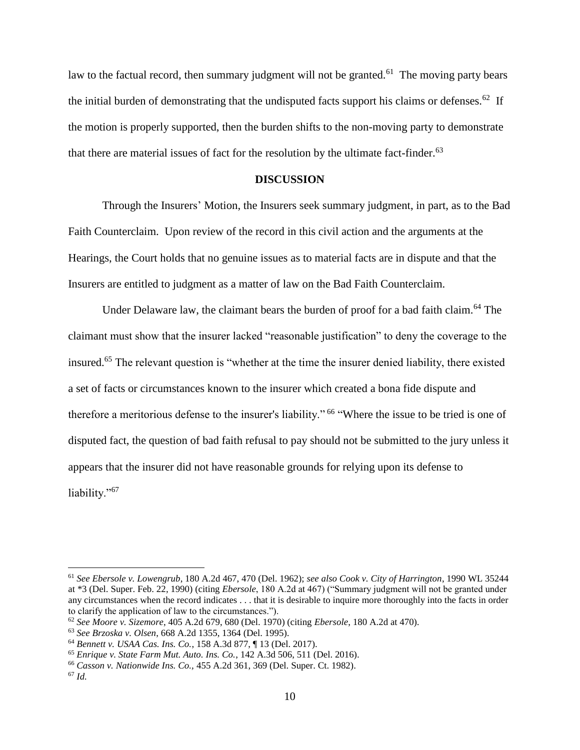law to the factual record, then summary judgment will not be granted.[61] The moving party bears the initial burden of demonstrating that the undisputed facts support his claims or defenses.[62] If the motion is properly supported, then the burden shifts to the non-moving party to demonstrate that there are material issues of fact for the resolution by the ultimate fact-finder.[63]

**DISCUSSION**

Through the Insurers' Motion, the Insurers seek summary judgment, in part, as to the Bad Faith Counterclaim. Upon review of the record in this civil action and the arguments at the Hearings, the Court holds that no genuine issues as to material facts are in dispute and that the Insurers are entitled to judgment as a matter of law on the Bad Faith Counterclaim.

Under Delaware law, the claimant bears the burden of proof for a bad faith claim.[64] The claimant must show that the insurer lacked "reasonable justification" to deny the coverage to the insured.[65] The relevant question is "whether at the time the insurer denied liability, there existed a set of facts or circumstances known to the insurer which created a bona fide dispute and therefore a meritorious defense to the insurer's liability."[66] "Where the issue to be tried is one of disputed fact, the question of bad faith refusal to pay should not be submitted to the jury unless it appears that the insurer did not have reasonable grounds for relying upon its defense to liability."[67]

---

[61] *See Ebersole v. Lowengrub*, 180 A.2d 467, 470 (Del. 1962); *see also Cook v. City of Harrington*, 1990 WL 35244 at *3 (Del. Super. Feb. 22, 1990) (citing *Ebersole*, 180 A.2d at 467) ("Summary judgment will not be granted under any circumstances when the record indicates . . . that it is desirable to inquire more thoroughly into the facts in order to clarify the application of law to the circumstances.").

[62] *See Moore v. Sizemore*, 405 A.2d 679, 680 (Del. 1970) (citing *Ebersole*, 180 A.2d at 470).

[63] *See Brzoska v. Olsen*, 668 A.2d 1355, 1364 (Del. 1995).

[64] *Bennett v. USAA Cas. Ins. Co.*, 158 A.3d 877, ¶ 13 (Del. 2017).

[65] *Enrique v. State Farm Mut. Auto. Ins. Co.*, 142 A.3d 506, 511 (Del. 2016).

[66] *Casson v. Nationwide Ins. Co.,* 455 A.2d 361, 369 (Del. Super. Ct. 1982).

[67] *Id.*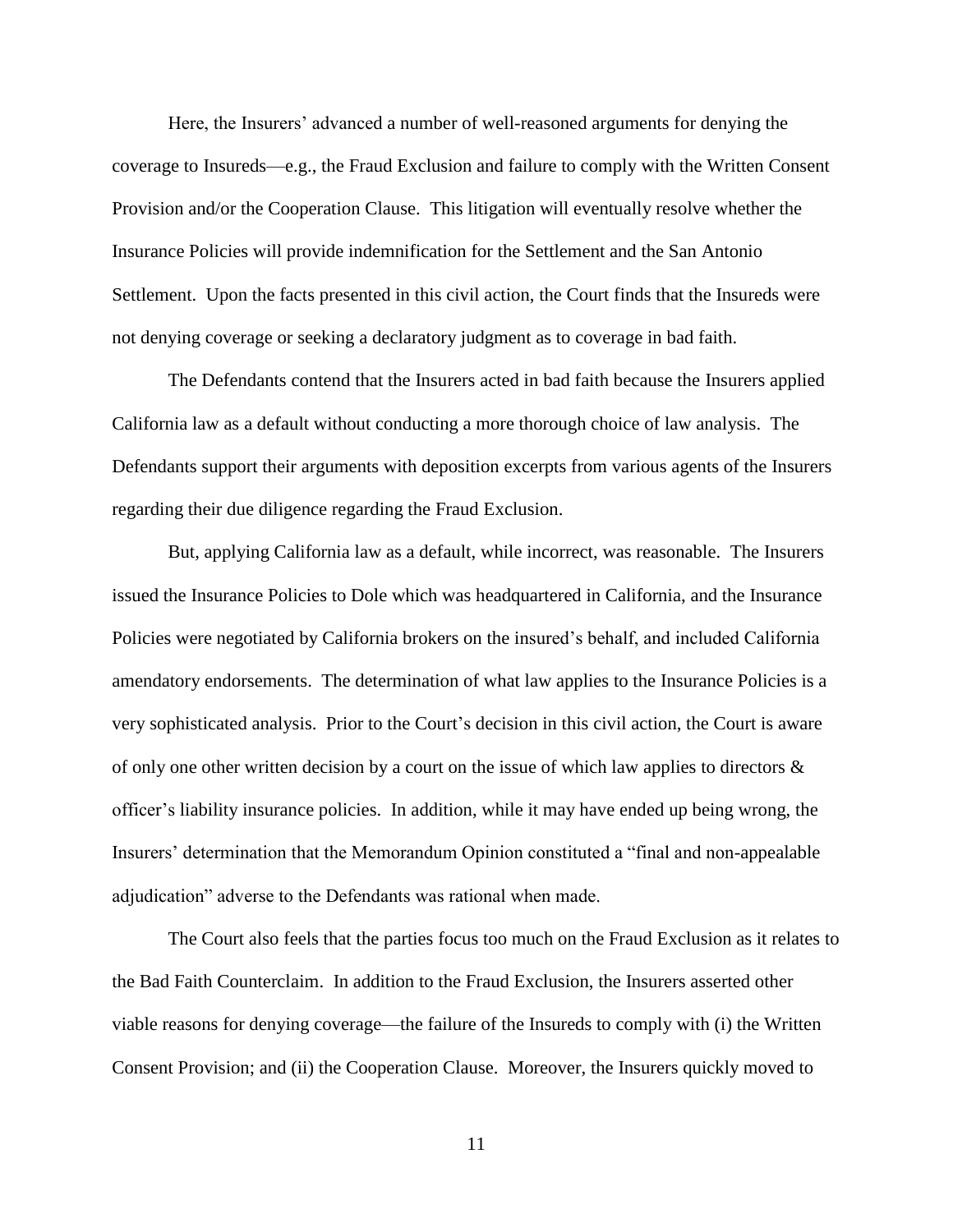Here, the Insurers' advanced a number of well-reasoned arguments for denying the coverage to Insureds—e.g., the Fraud Exclusion and failure to comply with the Written Consent Provision and/or the Cooperation Clause. This litigation will eventually resolve whether the Insurance Policies will provide indemnification for the Settlement and the San Antonio Settlement. Upon the facts presented in this civil action, the Court finds that the Insureds were not denying coverage or seeking a declaratory judgment as to coverage in bad faith.

The Defendants contend that the Insurers acted in bad faith because the Insurers applied California law as a default without conducting a more thorough choice of law analysis. The Defendants support their arguments with deposition excerpts from various agents of the Insurers regarding their due diligence regarding the Fraud Exclusion.

But, applying California law as a default, while incorrect, was reasonable. The Insurers issued the Insurance Policies to Dole which was headquartered in California, and the Insurance Policies were negotiated by California brokers on the insured's behalf, and included California amendatory endorsements. The determination of what law applies to the Insurance Policies is a very sophisticated analysis. Prior to the Court's decision in this civil action, the Court is aware of only one other written decision by a court on the issue of which law applies to directors & officer's liability insurance policies. In addition, while it may have ended up being wrong, the Insurers' determination that the Memorandum Opinion constituted a "final and non-appealable adjudication" adverse to the Defendants was rational when made.

The Court also feels that the parties focus too much on the Fraud Exclusion as it relates to the Bad Faith Counterclaim. In addition to the Fraud Exclusion, the Insurers asserted other viable reasons for denying coverage—the failure of the Insureds to comply with (i) the Written Consent Provision; and (ii) the Cooperation Clause. Moreover, the Insurers quickly moved to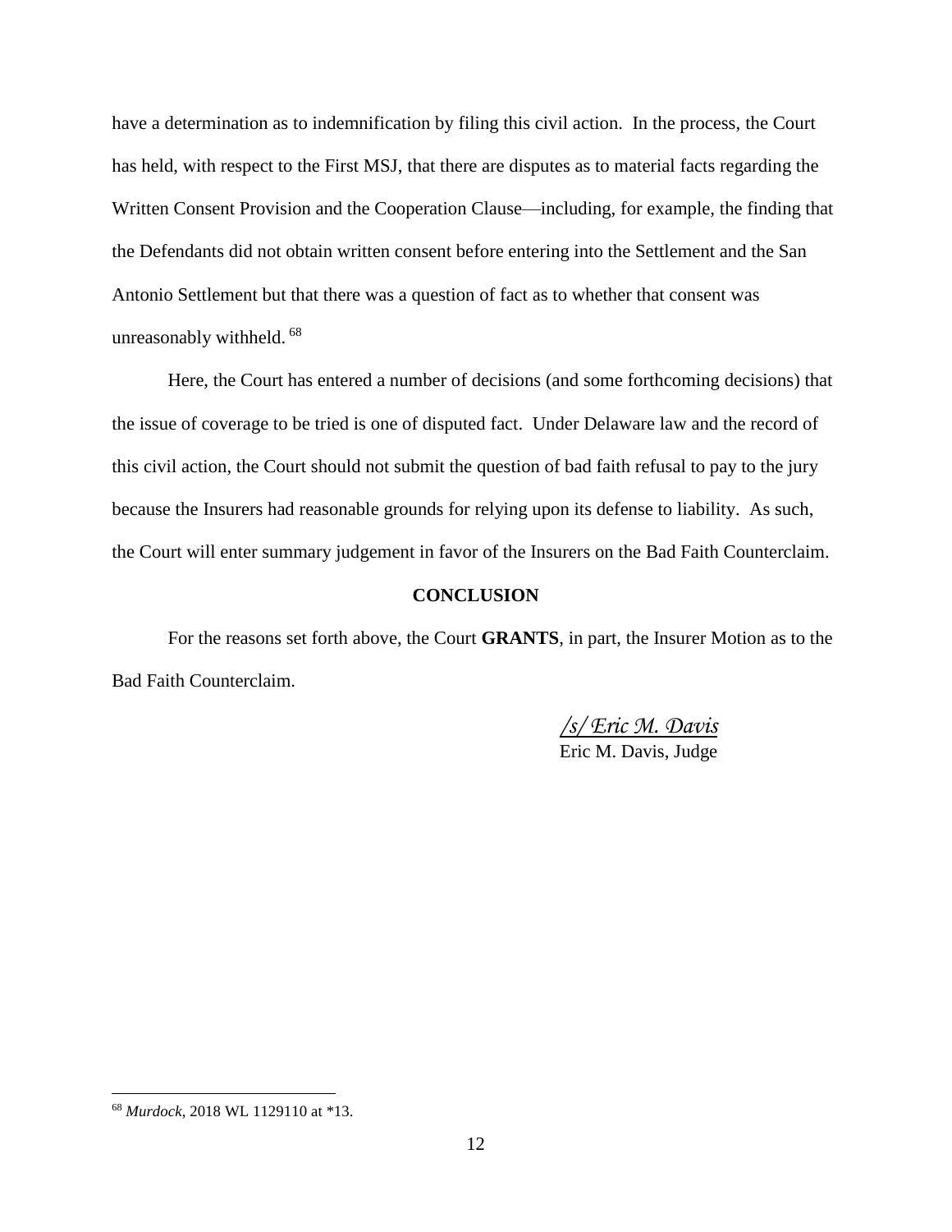have a determination as to indemnification by filing this civil action. In the process, the Court has held, with respect to the First MSJ, that there are disputes as to material facts regarding the Written Consent Provision and the Cooperation Clause—including, for example, the finding that the Defendants did not obtain written consent before entering into the Settlement and the San Antonio Settlement but that there was a question of fact as to whether that consent was unreasonably withheld. [68]

Here, the Court has entered a number of decisions (and some forthcoming decisions) that the issue of coverage to be tried is one of disputed fact. Under Delaware law and the record of this civil action, the Court should not submit the question of bad faith refusal to pay to the jury because the Insurers had reasonable grounds for relying upon its defense to liability. As such, the Court will enter summary judgement in favor of the Insurers on the Bad Faith Counterclaim.

## CONCLUSION

For the reasons set forth above, the Court **GRANTS**, in part, the Insurer Motion as to the Bad Faith Counterclaim.

*/s/ Eric M. Davis*
Eric M. Davis, Judge

---

[68] *Murdock*, 2018 WL 1129110 at \*13.